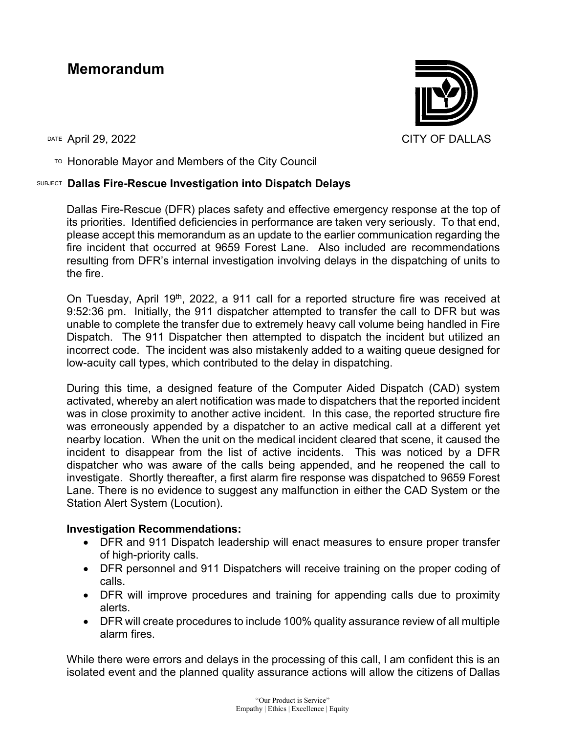# Memorandum

CITY OF DALLAS

DATE April 29, 2022

TO Honorable Mayor and Members of the City Council

SUBJECT **Dallas Fire-Rescue Investigation into Dispatch Delays**

Dallas Fire-Rescue (DFR) places safety and effective emergency response at the top of its priorities. Identified deficiencies in performance are taken very seriously. To that end, please accept this memorandum as an update to the earlier communication regarding the fire incident that occurred at 9659 Forest Lane. Also included are recommendations resulting from DFR's internal investigation involving delays in the dispatching of units to the fire.

On Tuesday, April 19th, 2022, a 911 call for a reported structure fire was received at 9:52:36 pm. Initially, the 911 dispatcher attempted to transfer the call to DFR but was unable to complete the transfer due to extremely heavy call volume being handled in Fire Dispatch. The 911 Dispatcher then attempted to dispatch the incident but utilized an incorrect code. The incident was also mistakenly added to a waiting queue designed for low-acuity call types, which contributed to the delay in dispatching.

During this time, a designed feature of the Computer Aided Dispatch (CAD) system activated, whereby an alert notification was made to dispatchers that the reported incident was in close proximity to another active incident. In this case, the reported structure fire was erroneously appended by a dispatcher to an active medical call at a different yet nearby location. When the unit on the medical incident cleared that scene, it caused the incident to disappear from the list of active incidents. This was noticed by a DFR dispatcher who was aware of the calls being appended, and he reopened the call to investigate. Shortly thereafter, a first alarm fire response was dispatched to 9659 Forest Lane. There is no evidence to suggest any malfunction in either the CAD System or the Station Alert System (Locution).

**Investigation Recommendations:**

- DFR and 911 Dispatch leadership will enact measures to ensure proper transfer of high-priority calls.
- DFR personnel and 911 Dispatchers will receive training on the proper coding of calls.
- DFR will improve procedures and training for appending calls due to proximity alerts.
- DFR will create procedures to include 100% quality assurance review of all multiple alarm fires.

While there were errors and delays in the processing of this call, I am confident this is an isolated event and the planned quality assurance actions will allow the citizens of Dallas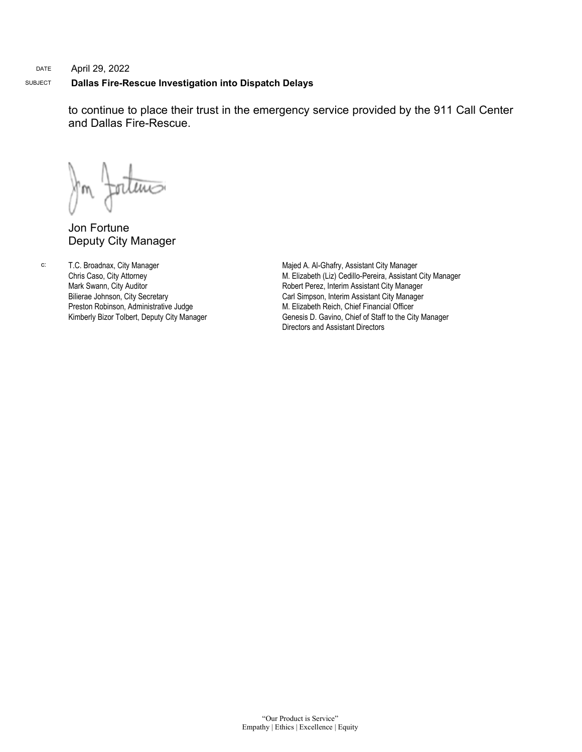to continue to place their trust in the emergency service provided by the 911 Call Center and Dallas Fire-Rescue.

Jon Fortune
Deputy City Manager

c: T.C. Broadnax, City Manager
Chris Caso, City Attorney
Mark Swann, City Auditor
Bilierae Johnson, City Secretary
Preston Robinson, Administrative Judge
Kimberly Bizor Tolbert, Deputy City Manager
Majed A. Al-Ghafry, Assistant City Manager
M. Elizabeth (Liz) Cedillo-Pereira, Assistant City Manager
Robert Perez, Interim Assistant City Manager
Carl Simpson, Interim Assistant City Manager
M. Elizabeth Reich, Chief Financial Officer
Genesis D. Gavino, Chief of Staff to the City Manager
Directors and Assistant Directors